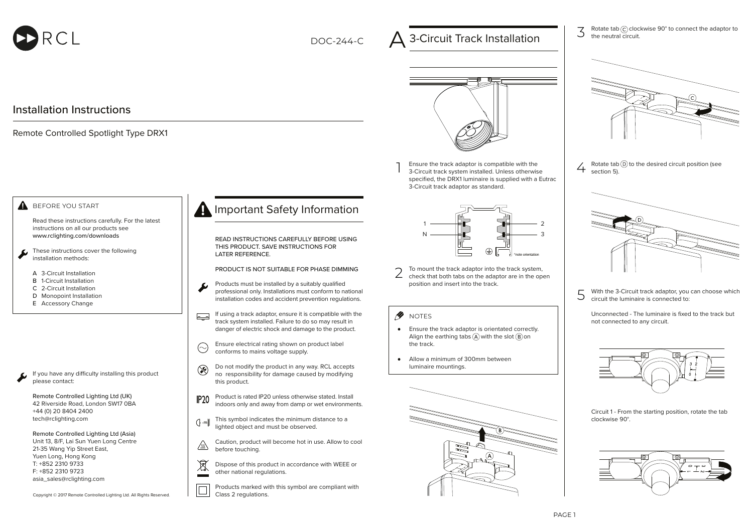RCL

DOC-244-C

# Installation Instructions

Remote Controlled Spotlight Type DRX1

### BEFORE YOU START

Read these instructions carefully. For the latest instructions on all our products see www.rclighting.com/downloads

These instructions cover the following installation methods:

- A 3-Circuit Installation
- B 1-Circuit Installation
- C 2-Circuit Installation
- D Monopoint Installation
- E Accessory Change

If you have any difficulty installing this product please contact:

Remote Controlled Lighting Ltd (UK)
42 Riverside Road, London SW17 0BA
+44 (0) 20 8404 2400
tech@rclighting.com

Remote Controlled Lighting Ltd (Asia)
Unit 13, 8/F, Lai Sun Yuen Long Centre
21-35 Wang Yip Street East,
Yuen Long, Hong Kong
T: +852 2310 9733
F: +852 2310 9723
asia_sales@rclighting.com

Copyright © 2017 Remote Controlled Lighting Ltd. All Rights Reserved.

## Important Safety Information

READ INSTRUCTIONS CAREFULLY BEFORE USING THIS PRODUCT. SAVE INSTRUCTIONS FOR LATER REFERENCE.

PRODUCT IS NOT SUITABLE FOR PHASE DIMMING

Products must be installed by a suitably qualified professional only. Installations must conform to national installation codes and accident prevention regulations.

If using a track adaptor, ensure it is compatible with the track system installed. Failure to do so may result in danger of electric shock and damage to the product.

Ensure electrical rating shown on product label conforms to mains voltage supply.

Do not modify the product in any way. RCL accepts no responsibility for damage caused by modifying this product.

IP20 Product is rated IP20 unless otherwise stated. Install indoors only and away from damp or wet environments.

This symbol indicates the minimum distance to a lighted object and must be observed.

Caution, product will become hot in use. Allow to cool before touching.

Dispose of this product in accordance with WEEE or other national regulations.

Products marked with this symbol are compliant with Class 2 regulations.

# A 3-Circuit Track Installation

1. Ensure the track adaptor is compatible with the 3-Circuit track system installed. Unless otherwise specified, the DRX1 luminaire is supplied with a Eutrac 3-Circuit track adaptor as standard.

2. To mount the track adaptor into the track system, check that both tabs on the adaptor are in the open position and insert into the track.

### NOTES

- Ensure the track adaptor is orientated correctly. Align the earthing tabs (A) with the slot (B) on the track.
- Allow a minimum of 300mm between luminaire mountings.

3. Rotate tab (C) clockwise 90° to connect the adaptor to the neutral circuit.

4. Rotate tab (D) to the desired circuit position (see section 5).

5. With the 3-Circuit track adaptor, you can choose which circuit the luminaire is connected to:

Unconnected - The luminaire is fixed to the track but not connected to any circuit.

Circuit 1 - From the starting position, rotate the tab clockwise 90°.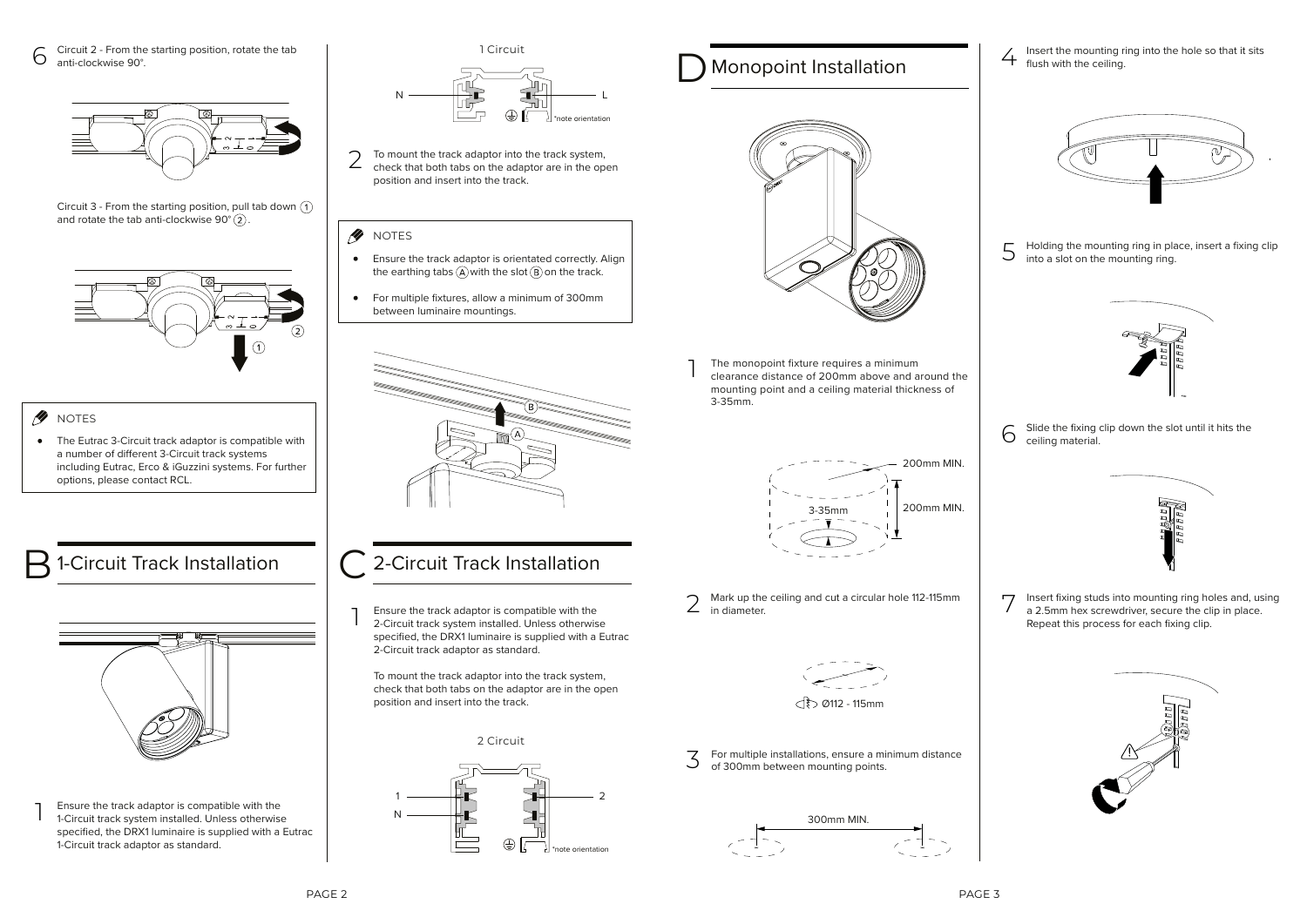6 Circuit 2 - From the starting position, rotate the tab anti-clockwise 90°.

Circuit 3 - From the starting position, pull tab down (1) and rotate the tab anti-clockwise 90° (2).

**NOTES**

- The Eutrac 3-Circuit track adaptor is compatible with a number of different 3-Circuit track systems including Eutrac, Erco & iGuzzini systems. For further options, please contact RCL.

# B 1-Circuit Track Installation

1 Ensure the track adaptor is compatible with the 1-Circuit track system installed. Unless otherwise specified, the DRX1 luminaire is supplied with a Eutrac 1-Circuit track adaptor as standard.

1 Circuit

N — L

*note orientation

2 To mount the track adaptor into the track system, check that both tabs on the adaptor are in the open position and insert into the track.

**NOTES**

- Ensure the track adaptor is orientated correctly. Align the earthing tabs (A) with the slot (B) on the track.
- For multiple fixtures, allow a minimum of 300mm between luminaire mountings.

# C 2-Circuit Track Installation

1 Ensure the track adaptor is compatible with the 2-Circuit track system installed. Unless otherwise specified, the DRX1 luminaire is supplied with a Eutrac 2-Circuit track adaptor as standard.

To mount the track adaptor into the track system, check that both tabs on the adaptor are in the open position and insert into the track.

2 Circuit

1 — 2

N

*note orientation

# D Monopoint Installation

1 The monopoint fixture requires a minimum clearance distance of 200mm above and around the mounting point and a ceiling material thickness of 3-35mm.

200mm MIN.

200mm MIN.

3-35mm

2 Mark up the ceiling and cut a circular hole 112-115mm in diameter.

Ø112 - 115mm

3 For multiple installations, ensure a minimum distance of 300mm between mounting points.

300mm MIN.

4 Insert the mounting ring into the hole so that it sits flush with the ceiling.

5 Holding the mounting ring in place, insert a fixing clip into a slot on the mounting ring.

6 Slide the fixing clip down the slot until it hits the ceiling material.

7 Insert fixing studs into mounting ring holes and, using a 2.5mm hex screwdriver, secure the clip in place. Repeat this process for each fixing clip.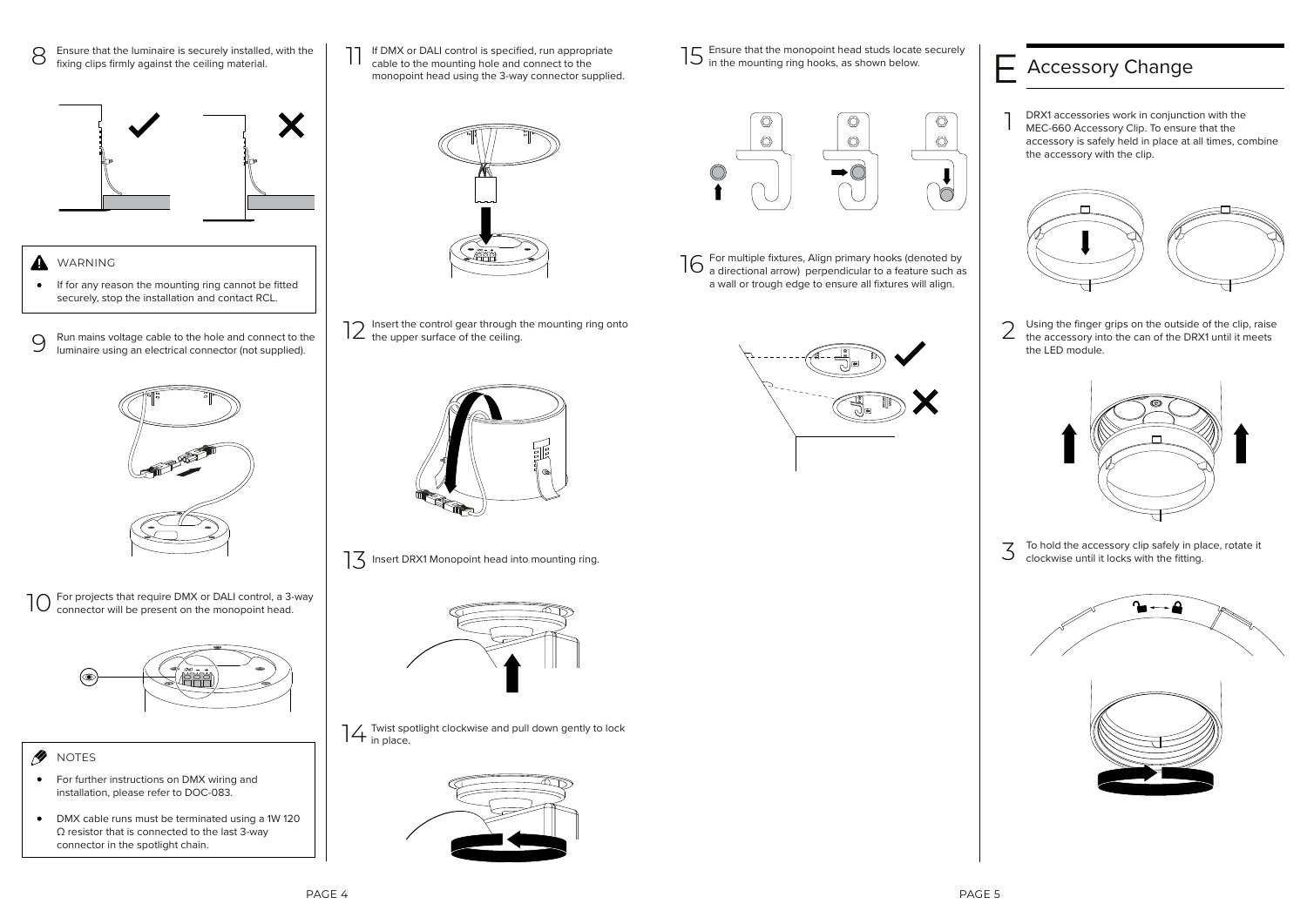8 Ensure that the luminaire is securely installed, with the fixing clips firmly against the ceiling material.

**WARNING**

- If for any reason the mounting ring cannot be fitted securely, stop the installation and contact RCL.

9 Run mains voltage cable to the hole and connect to the luminaire using an electrical connector (not supplied).

10 For projects that require DMX or DALI control, a 3-way connector will be present on the monopoint head.

**NOTES**

- For further instructions on DMX wiring and installation, please refer to DOC-083.
- DMX cable runs must be terminated using a 1W 120 Ω resistor that is connected to the last 3-way connector in the spotlight chain.

11 If DMX or DALI control is specified, run appropriate cable to the mounting hole and connect to the monopoint head using the 3-way connector supplied.

12 Insert the control gear through the mounting ring onto the upper surface of the ceiling.

13 Insert DRX1 Monopoint head into mounting ring.

14 Twist spotlight clockwise and pull down gently to lock in place.

15 Ensure that the monopoint head studs locate securely in the mounting ring hooks, as shown below.

16 For multiple fixtures, Align primary hooks (denoted by a directional arrow) perpendicular to a feature such as a wall or trough edge to ensure all fixtures will align.

# E Accessory Change

1 DRX1 accessories work in conjunction with the MEC-660 Accessory Clip. To ensure that the accessory is safely held in place at all times, combine the accessory with the clip.

2 Using the finger grips on the outside of the clip, raise the accessory into the can of the DRX1 until it meets the LED module.

3 To hold the accessory clip safely in place, rotate it clockwise until it locks with the fitting.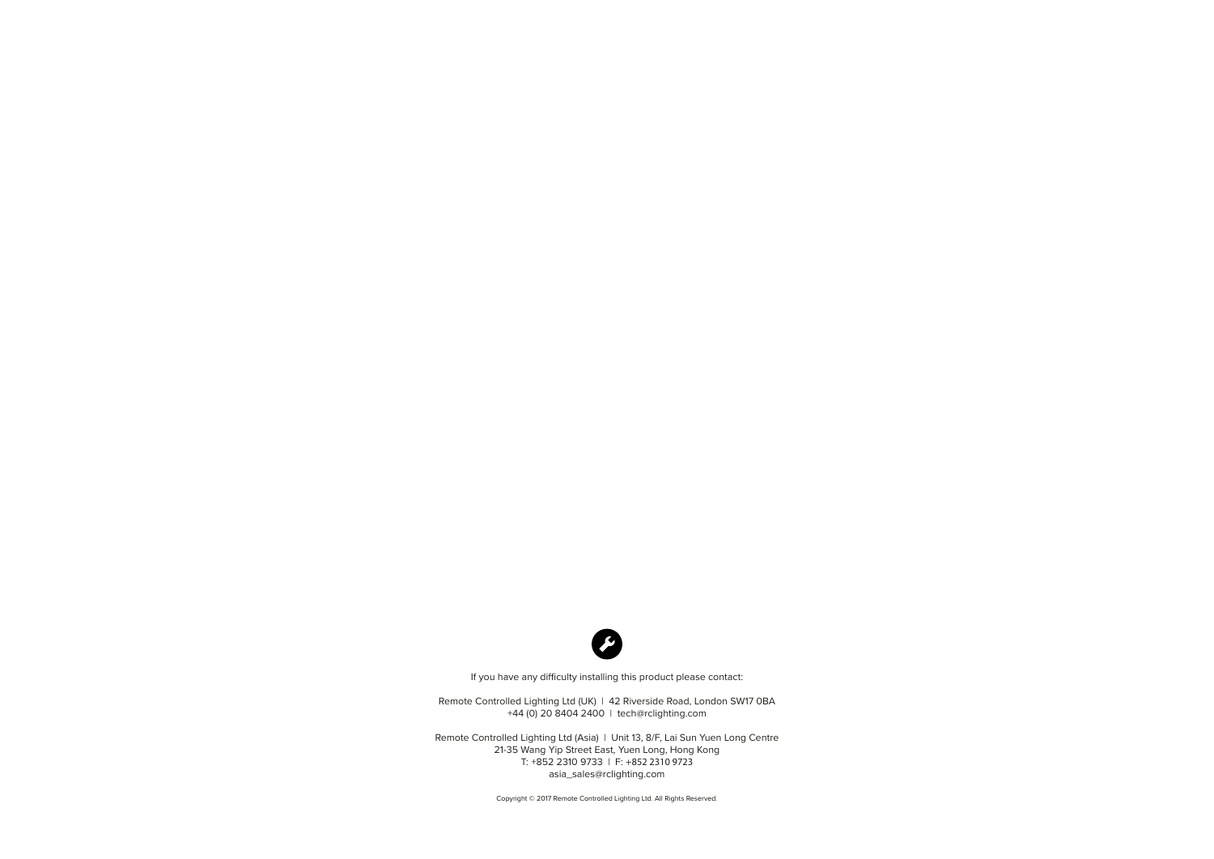If you have any difficulty installing this product please contact:

Remote Controlled Lighting Ltd (UK) | 42 Riverside Road, London SW17 0BA
+44 (0) 20 8404 2400 | tech@rclighting.com

Remote Controlled Lighting Ltd (Asia) | Unit 13, 8/F, Lai Sun Yuen Long Centre
21-35 Wang Yip Street East, Yuen Long, Hong Kong
T: +852 2310 9733 | F: +852 2310 9723
asia_sales@rclighting.com

Copyright © 2017 Remote Controlled Lighting Ltd. All Rights Reserved.